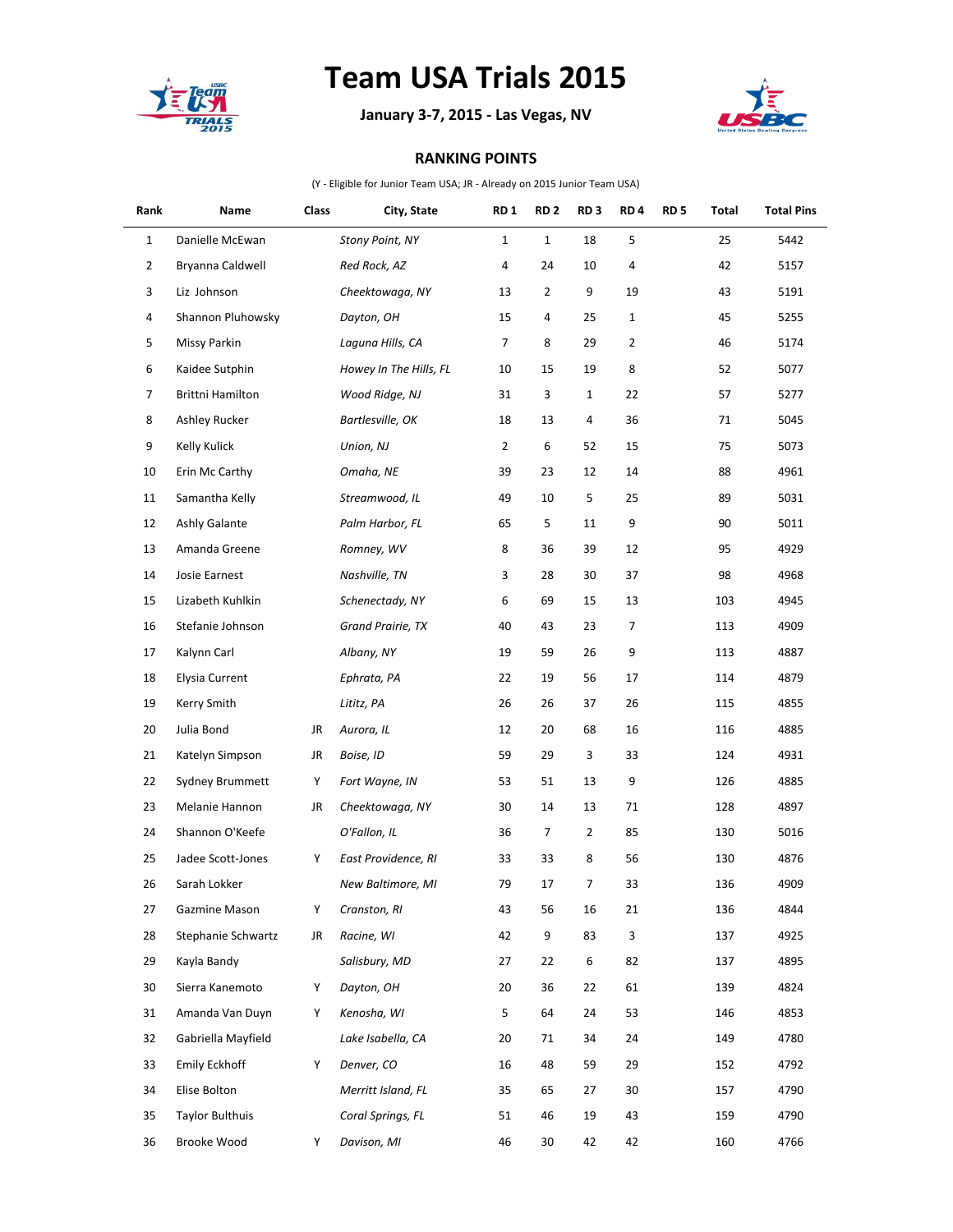# Team USA Trials 2015

**January 3-7, 2015 - Las Vegas, NV**

## RANKING POINTS

(Y - Eligible for Junior Team USA; JR - Already on 2015 Junior Team USA)

| Rank | Name | Class | City, State | RD 1 | RD 2 | RD 3 | RD 4 | RD 5 | Total | Total Pins |
|---|---|---|---|---|---|---|---|---|---|---|
| 1 | Danielle McEwan | | *Stony Point, NY* | 1 | 1 | 18 | 5 | | 25 | 5442 |
| 2 | Bryanna Caldwell | | *Red Rock, AZ* | 4 | 24 | 10 | 4 | | 42 | 5157 |
| 3 | Liz Johnson | | *Cheektowaga, NY* | 13 | 2 | 9 | 19 | | 43 | 5191 |
| 4 | Shannon Pluhowsky | | *Dayton, OH* | 15 | 4 | 25 | 1 | | 45 | 5255 |
| 5 | Missy Parkin | | *Laguna Hills, CA* | 7 | 8 | 29 | 2 | | 46 | 5174 |
| 6 | Kaidee Sutphin | | *Howey In The Hills, FL* | 10 | 15 | 19 | 8 | | 52 | 5077 |
| 7 | Brittni Hamilton | | *Wood Ridge, NJ* | 31 | 3 | 1 | 22 | | 57 | 5277 |
| 8 | Ashley Rucker | | *Bartlesville, OK* | 18 | 13 | 4 | 36 | | 71 | 5045 |
| 9 | Kelly Kulick | | *Union, NJ* | 2 | 6 | 52 | 15 | | 75 | 5073 |
| 10 | Erin Mc Carthy | | *Omaha, NE* | 39 | 23 | 12 | 14 | | 88 | 4961 |
| 11 | Samantha Kelly | | *Streamwood, IL* | 49 | 10 | 5 | 25 | | 89 | 5031 |
| 12 | Ashly Galante | | *Palm Harbor, FL* | 65 | 5 | 11 | 9 | | 90 | 5011 |
| 13 | Amanda Greene | | *Romney, WV* | 8 | 36 | 39 | 12 | | 95 | 4929 |
| 14 | Josie Earnest | | *Nashville, TN* | 3 | 28 | 30 | 37 | | 98 | 4968 |
| 15 | Lizabeth Kuhlkin | | *Schenectady, NY* | 6 | 69 | 15 | 13 | | 103 | 4945 |
| 16 | Stefanie Johnson | | *Grand Prairie, TX* | 40 | 43 | 23 | 7 | | 113 | 4909 |
| 17 | Kalynn Carl | | *Albany, NY* | 19 | 59 | 26 | 9 | | 113 | 4887 |
| 18 | Elysia Current | | *Ephrata, PA* | 22 | 19 | 56 | 17 | | 114 | 4879 |
| 19 | Kerry Smith | | *Lititz, PA* | 26 | 26 | 37 | 26 | | 115 | 4855 |
| 20 | Julia Bond | JR | *Aurora, IL* | 12 | 20 | 68 | 16 | | 116 | 4885 |
| 21 | Katelyn Simpson | JR | *Boise, ID* | 59 | 29 | 3 | 33 | | 124 | 4931 |
| 22 | Sydney Brummett | Y | *Fort Wayne, IN* | 53 | 51 | 13 | 9 | | 126 | 4885 |
| 23 | Melanie Hannon | JR | *Cheektowaga, NY* | 30 | 14 | 13 | 71 | | 128 | 4897 |
| 24 | Shannon O'Keefe | | *O'Fallon, IL* | 36 | 7 | 2 | 85 | | 130 | 5016 |
| 25 | Jadee Scott-Jones | Y | *East Providence, RI* | 33 | 33 | 8 | 56 | | 130 | 4876 |
| 26 | Sarah Lokker | | *New Baltimore, MI* | 79 | 17 | 7 | 33 | | 136 | 4909 |
| 27 | Gazmine Mason | Y | *Cranston, RI* | 43 | 56 | 16 | 21 | | 136 | 4844 |
| 28 | Stephanie Schwartz | JR | *Racine, WI* | 42 | 9 | 83 | 3 | | 137 | 4925 |
| 29 | Kayla Bandy | | *Salisbury, MD* | 27 | 22 | 6 | 82 | | 137 | 4895 |
| 30 | Sierra Kanemoto | Y | *Dayton, OH* | 20 | 36 | 22 | 61 | | 139 | 4824 |
| 31 | Amanda Van Duyn | Y | *Kenosha, WI* | 5 | 64 | 24 | 53 | | 146 | 4853 |
| 32 | Gabriella Mayfield | | *Lake Isabella, CA* | 20 | 71 | 34 | 24 | | 149 | 4780 |
| 33 | Emily Eckhoff | Y | *Denver, CO* | 16 | 48 | 59 | 29 | | 152 | 4792 |
| 34 | Elise Bolton | | *Merritt Island, FL* | 35 | 65 | 27 | 30 | | 157 | 4790 |
| 35 | Taylor Bulthuis | | *Coral Springs, FL* | 51 | 46 | 19 | 43 | | 159 | 4790 |
| 36 | Brooke Wood | Y | *Davison, MI* | 46 | 30 | 42 | 42 | | 160 | 4766 |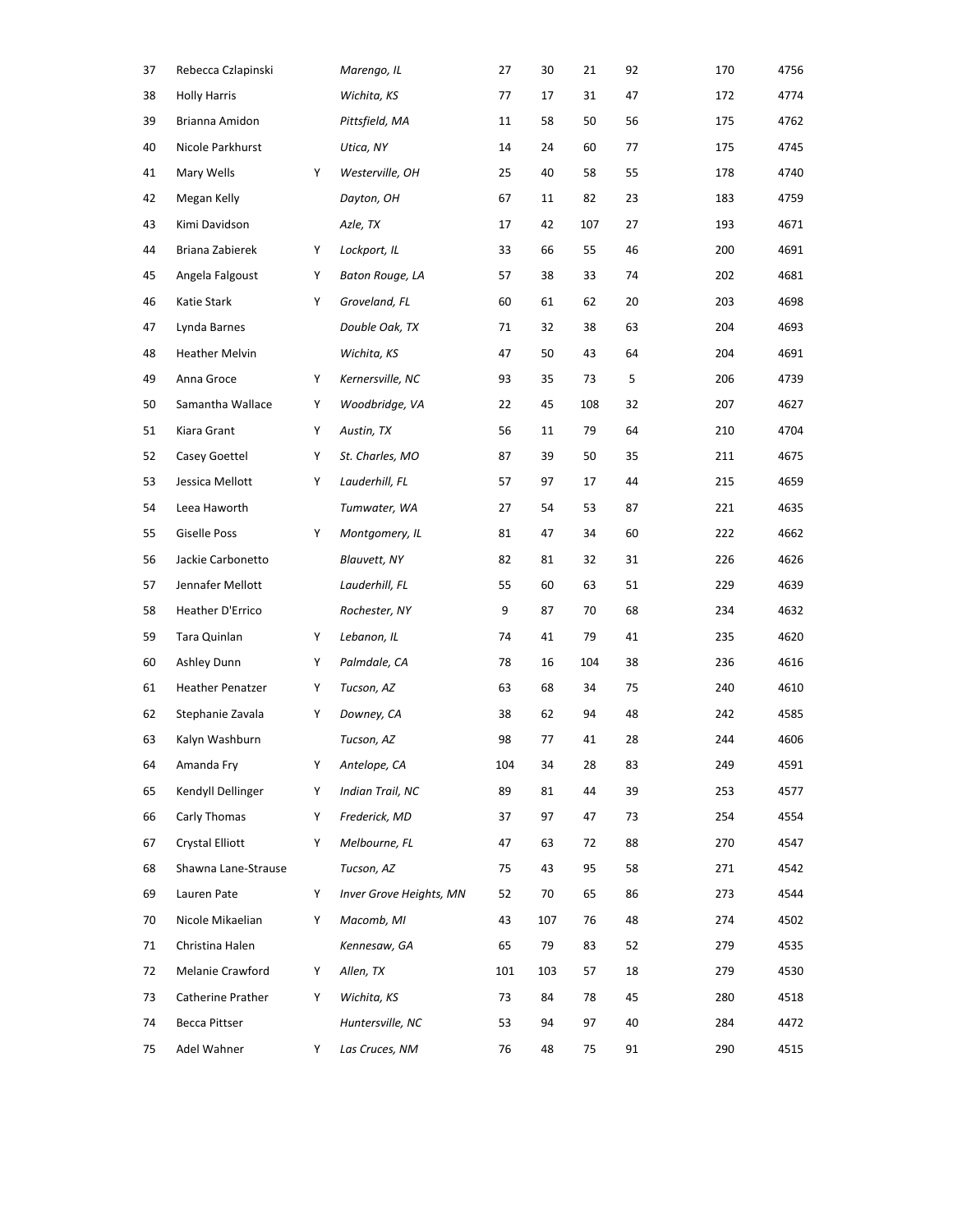| | | | | | | | | | |
|---|---|---|---|---|---|---|---|---|---|
| 37 | Rebecca Czlapinski | | *Marengo, IL* | 27 | 30 | 21 | 92 | 170 | 4756 |
| 38 | Holly Harris | | *Wichita, KS* | 77 | 17 | 31 | 47 | 172 | 4774 |
| 39 | Brianna Amidon | | *Pittsfield, MA* | 11 | 58 | 50 | 56 | 175 | 4762 |
| 40 | Nicole Parkhurst | | *Utica, NY* | 14 | 24 | 60 | 77 | 175 | 4745 |
| 41 | Mary Wells | Y | *Westerville, OH* | 25 | 40 | 58 | 55 | 178 | 4740 |
| 42 | Megan Kelly | | *Dayton, OH* | 67 | 11 | 82 | 23 | 183 | 4759 |
| 43 | Kimi Davidson | | *Azle, TX* | 17 | 42 | 107 | 27 | 193 | 4671 |
| 44 | Briana Zabierek | Y | *Lockport, IL* | 33 | 66 | 55 | 46 | 200 | 4691 |
| 45 | Angela Falgoust | Y | *Baton Rouge, LA* | 57 | 38 | 33 | 74 | 202 | 4681 |
| 46 | Katie Stark | Y | *Groveland, FL* | 60 | 61 | 62 | 20 | 203 | 4698 |
| 47 | Lynda Barnes | | *Double Oak, TX* | 71 | 32 | 38 | 63 | 204 | 4693 |
| 48 | Heather Melvin | | *Wichita, KS* | 47 | 50 | 43 | 64 | 204 | 4691 |
| 49 | Anna Groce | Y | *Kernersville, NC* | 93 | 35 | 73 | 5 | 206 | 4739 |
| 50 | Samantha Wallace | Y | *Woodbridge, VA* | 22 | 45 | 108 | 32 | 207 | 4627 |
| 51 | Kiara Grant | Y | *Austin, TX* | 56 | 11 | 79 | 64 | 210 | 4704 |
| 52 | Casey Goettel | Y | *St. Charles, MO* | 87 | 39 | 50 | 35 | 211 | 4675 |
| 53 | Jessica Mellott | Y | *Lauderhill, FL* | 57 | 97 | 17 | 44 | 215 | 4659 |
| 54 | Leea Haworth | | *Tumwater, WA* | 27 | 54 | 53 | 87 | 221 | 4635 |
| 55 | Giselle Poss | Y | *Montgomery, IL* | 81 | 47 | 34 | 60 | 222 | 4662 |
| 56 | Jackie Carbonetto | | *Blauvett, NY* | 82 | 81 | 32 | 31 | 226 | 4626 |
| 57 | Jennafer Mellott | | *Lauderhill, FL* | 55 | 60 | 63 | 51 | 229 | 4639 |
| 58 | Heather D'Errico | | *Rochester, NY* | 9 | 87 | 70 | 68 | 234 | 4632 |
| 59 | Tara Quinlan | Y | *Lebanon, IL* | 74 | 41 | 79 | 41 | 235 | 4620 |
| 60 | Ashley Dunn | Y | *Palmdale, CA* | 78 | 16 | 104 | 38 | 236 | 4616 |
| 61 | Heather Penatzer | Y | *Tucson, AZ* | 63 | 68 | 34 | 75 | 240 | 4610 |
| 62 | Stephanie Zavala | Y | *Downey, CA* | 38 | 62 | 94 | 48 | 242 | 4585 |
| 63 | Kalyn Washburn | | *Tucson, AZ* | 98 | 77 | 41 | 28 | 244 | 4606 |
| 64 | Amanda Fry | Y | *Antelope, CA* | 104 | 34 | 28 | 83 | 249 | 4591 |
| 65 | Kendyll Dellinger | Y | *Indian Trail, NC* | 89 | 81 | 44 | 39 | 253 | 4577 |
| 66 | Carly Thomas | Y | *Frederick, MD* | 37 | 97 | 47 | 73 | 254 | 4554 |
| 67 | Crystal Elliott | Y | *Melbourne, FL* | 47 | 63 | 72 | 88 | 270 | 4547 |
| 68 | Shawna Lane-Strause | | *Tucson, AZ* | 75 | 43 | 95 | 58 | 271 | 4542 |
| 69 | Lauren Pate | Y | *Inver Grove Heights, MN* | 52 | 70 | 65 | 86 | 273 | 4544 |
| 70 | Nicole Mikaelian | Y | *Macomb, MI* | 43 | 107 | 76 | 48 | 274 | 4502 |
| 71 | Christina Halen | | *Kennesaw, GA* | 65 | 79 | 83 | 52 | 279 | 4535 |
| 72 | Melanie Crawford | Y | *Allen, TX* | 101 | 103 | 57 | 18 | 279 | 4530 |
| 73 | Catherine Prather | Y | *Wichita, KS* | 73 | 84 | 78 | 45 | 280 | 4518 |
| 74 | Becca Pittser | | *Huntersville, NC* | 53 | 94 | 97 | 40 | 284 | 4472 |
| 75 | Adel Wahner | Y | *Las Cruces, NM* | 76 | 48 | 75 | 91 | 290 | 4515 |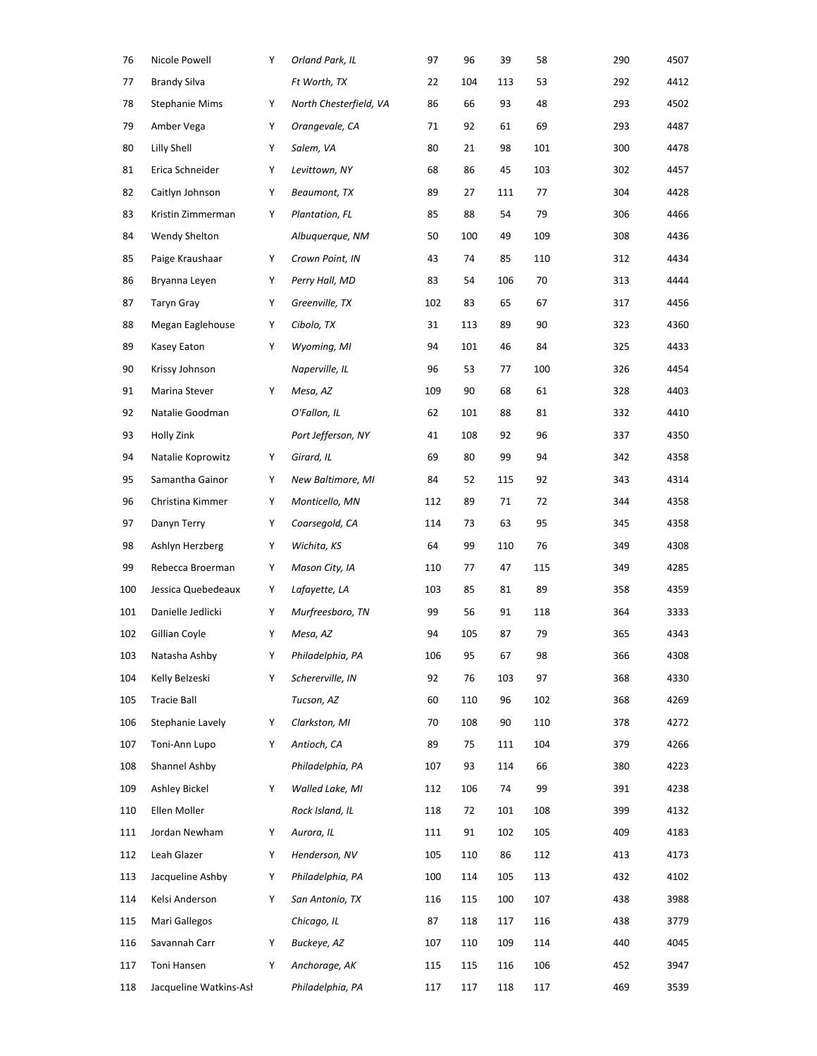| | | | | | | | | | |
|---|---|---|---|---|---|---|---|---|---|
| 76 | Nicole Powell | Y | *Orland Park, IL* | 97 | 96 | 39 | 58 | 290 | 4507 |
| 77 | Brandy Silva | | *Ft Worth, TX* | 22 | 104 | 113 | 53 | 292 | 4412 |
| 78 | Stephanie Mims | Y | *North Chesterfield, VA* | 86 | 66 | 93 | 48 | 293 | 4502 |
| 79 | Amber Vega | Y | *Orangevale, CA* | 71 | 92 | 61 | 69 | 293 | 4487 |
| 80 | Lilly Shell | Y | *Salem, VA* | 80 | 21 | 98 | 101 | 300 | 4478 |
| 81 | Erica Schneider | Y | *Levittown, NY* | 68 | 86 | 45 | 103 | 302 | 4457 |
| 82 | Caitlyn Johnson | Y | *Beaumont, TX* | 89 | 27 | 111 | 77 | 304 | 4428 |
| 83 | Kristin Zimmerman | Y | *Plantation, FL* | 85 | 88 | 54 | 79 | 306 | 4466 |
| 84 | Wendy Shelton | | *Albuquerque, NM* | 50 | 100 | 49 | 109 | 308 | 4436 |
| 85 | Paige Kraushaar | Y | *Crown Point, IN* | 43 | 74 | 85 | 110 | 312 | 4434 |
| 86 | Bryanna Leyen | Y | *Perry Hall, MD* | 83 | 54 | 106 | 70 | 313 | 4444 |
| 87 | Taryn Gray | Y | *Greenville, TX* | 102 | 83 | 65 | 67 | 317 | 4456 |
| 88 | Megan Eaglehouse | Y | *Cibolo, TX* | 31 | 113 | 89 | 90 | 323 | 4360 |
| 89 | Kasey Eaton | Y | *Wyoming, MI* | 94 | 101 | 46 | 84 | 325 | 4433 |
| 90 | Krissy Johnson | | *Naperville, IL* | 96 | 53 | 77 | 100 | 326 | 4454 |
| 91 | Marina Stever | Y | *Mesa, AZ* | 109 | 90 | 68 | 61 | 328 | 4403 |
| 92 | Natalie Goodman | | *O'Fallon, IL* | 62 | 101 | 88 | 81 | 332 | 4410 |
| 93 | Holly Zink | | *Port Jefferson, NY* | 41 | 108 | 92 | 96 | 337 | 4350 |
| 94 | Natalie Koprowitz | Y | *Girard, IL* | 69 | 80 | 99 | 94 | 342 | 4358 |
| 95 | Samantha Gainor | Y | *New Baltimore, MI* | 84 | 52 | 115 | 92 | 343 | 4314 |
| 96 | Christina Kimmer | Y | *Monticello, MN* | 112 | 89 | 71 | 72 | 344 | 4358 |
| 97 | Danyn Terry | Y | *Coarsegold, CA* | 114 | 73 | 63 | 95 | 345 | 4358 |
| 98 | Ashlyn Herzberg | Y | *Wichita, KS* | 64 | 99 | 110 | 76 | 349 | 4308 |
| 99 | Rebecca Broerman | Y | *Mason City, IA* | 110 | 77 | 47 | 115 | 349 | 4285 |
| 100 | Jessica Quebedeaux | Y | *Lafayette, LA* | 103 | 85 | 81 | 89 | 358 | 4359 |
| 101 | Danielle Jedlicki | Y | *Murfreesboro, TN* | 99 | 56 | 91 | 118 | 364 | 3333 |
| 102 | Gillian Coyle | Y | *Mesa, AZ* | 94 | 105 | 87 | 79 | 365 | 4343 |
| 103 | Natasha Ashby | Y | *Philadelphia, PA* | 106 | 95 | 67 | 98 | 366 | 4308 |
| 104 | Kelly Belzeski | Y | *Schererville, IN* | 92 | 76 | 103 | 97 | 368 | 4330 |
| 105 | Tracie Ball | | *Tucson, AZ* | 60 | 110 | 96 | 102 | 368 | 4269 |
| 106 | Stephanie Lavely | Y | *Clarkston, MI* | 70 | 108 | 90 | 110 | 378 | 4272 |
| 107 | Toni-Ann Lupo | Y | *Antioch, CA* | 89 | 75 | 111 | 104 | 379 | 4266 |
| 108 | Shannel Ashby | | *Philadelphia, PA* | 107 | 93 | 114 | 66 | 380 | 4223 |
| 109 | Ashley Bickel | Y | *Walled Lake, MI* | 112 | 106 | 74 | 99 | 391 | 4238 |
| 110 | Ellen Moller | | *Rock Island, IL* | 118 | 72 | 101 | 108 | 399 | 4132 |
| 111 | Jordan Newham | Y | *Aurora, IL* | 111 | 91 | 102 | 105 | 409 | 4183 |
| 112 | Leah Glazer | Y | *Henderson, NV* | 105 | 110 | 86 | 112 | 413 | 4173 |
| 113 | Jacqueline Ashby | Y | *Philadelphia, PA* | 100 | 114 | 105 | 113 | 432 | 4102 |
| 114 | Kelsi Anderson | Y | *San Antonio, TX* | 116 | 115 | 100 | 107 | 438 | 3988 |
| 115 | Mari Gallegos | | *Chicago, IL* | 87 | 118 | 117 | 116 | 438 | 3779 |
| 116 | Savannah Carr | Y | *Buckeye, AZ* | 107 | 110 | 109 | 114 | 440 | 4045 |
| 117 | Toni Hansen | Y | *Anchorage, AK* | 115 | 115 | 116 | 106 | 452 | 3947 |
| 118 | Jacqueline Watkins-Asl | | *Philadelphia, PA* | 117 | 117 | 118 | 117 | 469 | 3539 |